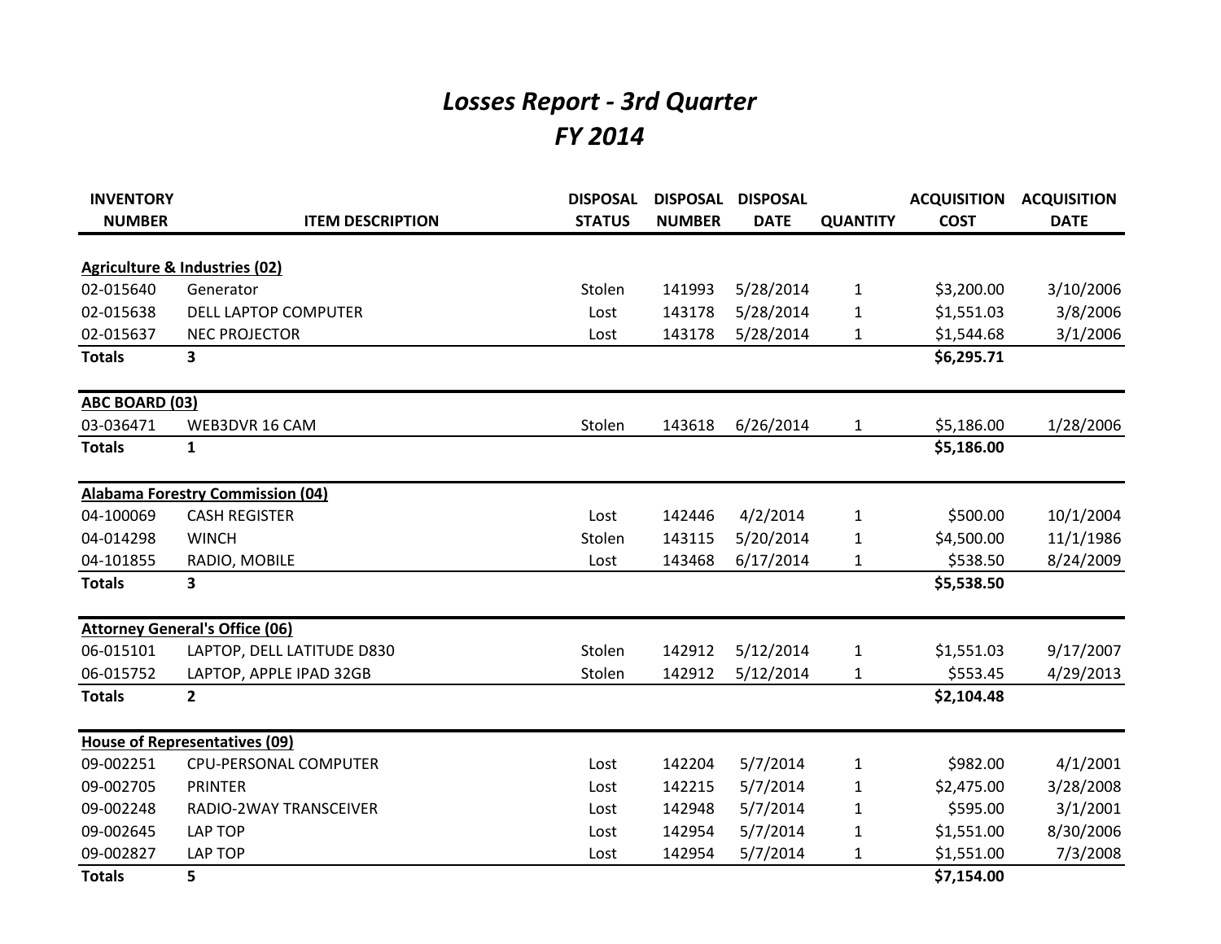# *Losses Report - 3rd Quarter*
# *FY 2014*

| INVENTORY NUMBER | ITEM DESCRIPTION | DISPOSAL STATUS | DISPOSAL NUMBER | DISPOSAL DATE | QUANTITY | ACQUISITION COST | ACQUISITION DATE |
|---|---|---|---|---|---|---|---|
| **Agriculture & Industries (02)** | | | | | | | |
| 02-015640 | Generator | Stolen | 141993 | 5/28/2014 | 1 | $3,200.00 | 3/10/2006 |
| 02-015638 | DELL LAPTOP COMPUTER | Lost | 143178 | 5/28/2014 | 1 | $1,551.03 | 3/8/2006 |
| 02-015637 | NEC PROJECTOR | Lost | 143178 | 5/28/2014 | 1 | $1,544.68 | 3/1/2006 |
| **Totals** | **3** | | | | | **$6,295.71** | |
| **ABC BOARD (03)** | | | | | | | |
| 03-036471 | WEB3DVR 16 CAM | Stolen | 143618 | 6/26/2014 | 1 | $5,186.00 | 1/28/2006 |
| **Totals** | **1** | | | | | **$5,186.00** | |
| **Alabama Forestry Commission (04)** | | | | | | | |
| 04-100069 | CASH REGISTER | Lost | 142446 | 4/2/2014 | 1 | $500.00 | 10/1/2004 |
| 04-014298 | WINCH | Stolen | 143115 | 5/20/2014 | 1 | $4,500.00 | 11/1/1986 |
| 04-101855 | RADIO, MOBILE | Lost | 143468 | 6/17/2014 | 1 | $538.50 | 8/24/2009 |
| **Totals** | **3** | | | | | **$5,538.50** | |
| **Attorney General's Office (06)** | | | | | | | |
| 06-015101 | LAPTOP, DELL LATITUDE D830 | Stolen | 142912 | 5/12/2014 | 1 | $1,551.03 | 9/17/2007 |
| 06-015752 | LAPTOP, APPLE IPAD 32GB | Stolen | 142912 | 5/12/2014 | 1 | $553.45 | 4/29/2013 |
| **Totals** | **2** | | | | | **$2,104.48** | |
| **House of Representatives (09)** | | | | | | | |
| 09-002251 | CPU-PERSONAL COMPUTER | Lost | 142204 | 5/7/2014 | 1 | $982.00 | 4/1/2001 |
| 09-002705 | PRINTER | Lost | 142215 | 5/7/2014 | 1 | $2,475.00 | 3/28/2008 |
| 09-002248 | RADIO-2WAY TRANSCEIVER | Lost | 142948 | 5/7/2014 | 1 | $595.00 | 3/1/2001 |
| 09-002645 | LAP TOP | Lost | 142954 | 5/7/2014 | 1 | $1,551.00 | 8/30/2006 |
| 09-002827 | LAP TOP | Lost | 142954 | 5/7/2014 | 1 | $1,551.00 | 7/3/2008 |
| **Totals** | **5** | | | | | **$7,154.00** | |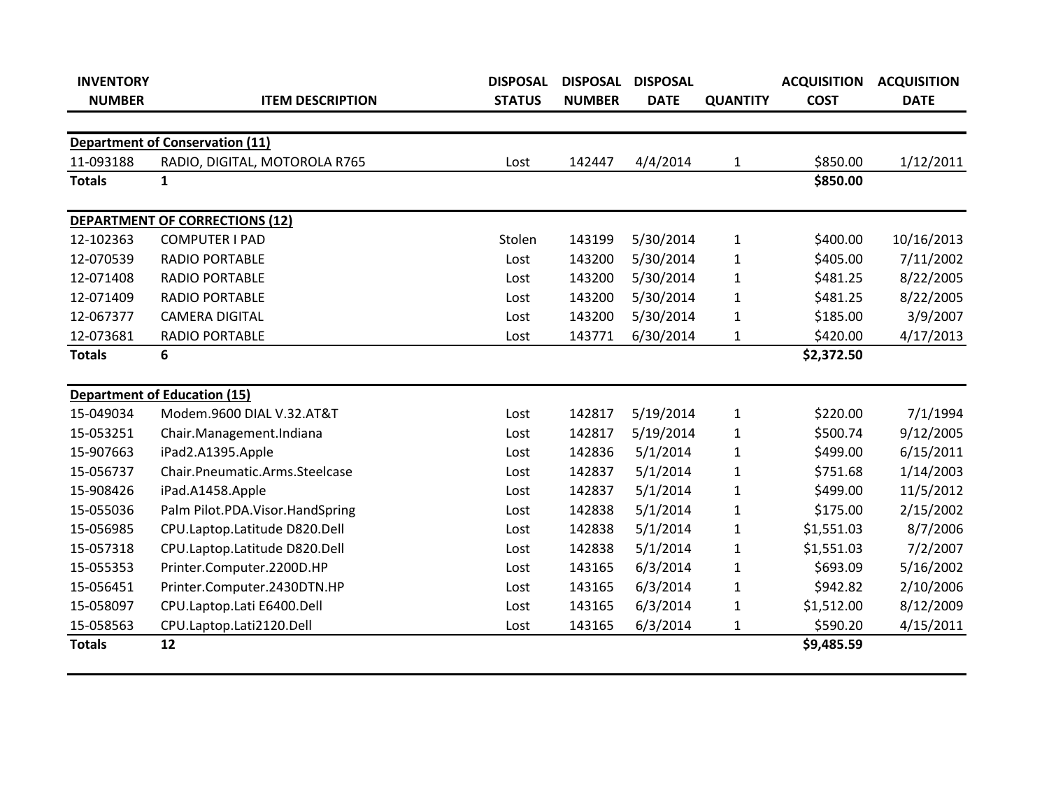| INVENTORY NUMBER | ITEM DESCRIPTION | DISPOSAL STATUS | DISPOSAL NUMBER | DISPOSAL DATE | QUANTITY | ACQUISITION COST | ACQUISITION DATE |
|---|---|---|---|---|---|---|---|
| **Department of Conservation (11)** | | | | | | | |
| 11-093188 | RADIO, DIGITAL, MOTOROLA R765 | Lost | 142447 | 4/4/2014 | 1 | $850.00 | 1/12/2011 |
| **Totals** | **1** | | | | | **$850.00** | |
| **DEPARTMENT OF CORRECTIONS (12)** | | | | | | | |
| 12-102363 | COMPUTER I PAD | Stolen | 143199 | 5/30/2014 | 1 | $400.00 | 10/16/2013 |
| 12-070539 | RADIO PORTABLE | Lost | 143200 | 5/30/2014 | 1 | $405.00 | 7/11/2002 |
| 12-071408 | RADIO PORTABLE | Lost | 143200 | 5/30/2014 | 1 | $481.25 | 8/22/2005 |
| 12-071409 | RADIO PORTABLE | Lost | 143200 | 5/30/2014 | 1 | $481.25 | 8/22/2005 |
| 12-067377 | CAMERA DIGITAL | Lost | 143200 | 5/30/2014 | 1 | $185.00 | 3/9/2007 |
| 12-073681 | RADIO PORTABLE | Lost | 143771 | 6/30/2014 | 1 | $420.00 | 4/17/2013 |
| **Totals** | **6** | | | | | **$2,372.50** | |
| **Department of Education (15)** | | | | | | | |
| 15-049034 | Modem.9600 DIAL V.32.AT&T | Lost | 142817 | 5/19/2014 | 1 | $220.00 | 7/1/1994 |
| 15-053251 | Chair.Management.Indiana | Lost | 142817 | 5/19/2014 | 1 | $500.74 | 9/12/2005 |
| 15-907663 | iPad2.A1395.Apple | Lost | 142836 | 5/1/2014 | 1 | $499.00 | 6/15/2011 |
| 15-056737 | Chair.Pneumatic.Arms.Steelcase | Lost | 142837 | 5/1/2014 | 1 | $751.68 | 1/14/2003 |
| 15-908426 | iPad.A1458.Apple | Lost | 142837 | 5/1/2014 | 1 | $499.00 | 11/5/2012 |
| 15-055036 | Palm Pilot.PDA.Visor.HandSpring | Lost | 142838 | 5/1/2014 | 1 | $175.00 | 2/15/2002 |
| 15-056985 | CPU.Laptop.Latitude D820.Dell | Lost | 142838 | 5/1/2014 | 1 | $1,551.03 | 8/7/2006 |
| 15-057318 | CPU.Laptop.Latitude D820.Dell | Lost | 142838 | 5/1/2014 | 1 | $1,551.03 | 7/2/2007 |
| 15-055353 | Printer.Computer.2200D.HP | Lost | 143165 | 6/3/2014 | 1 | $693.09 | 5/16/2002 |
| 15-056451 | Printer.Computer.2430DTN.HP | Lost | 143165 | 6/3/2014 | 1 | $942.82 | 2/10/2006 |
| 15-058097 | CPU.Laptop.Lati E6400.Dell | Lost | 143165 | 6/3/2014 | 1 | $1,512.00 | 8/12/2009 |
| 15-058563 | CPU.Laptop.Lati2120.Dell | Lost | 143165 | 6/3/2014 | 1 | $590.20 | 4/15/2011 |
| **Totals** | **12** | | | | | **$9,485.59** | |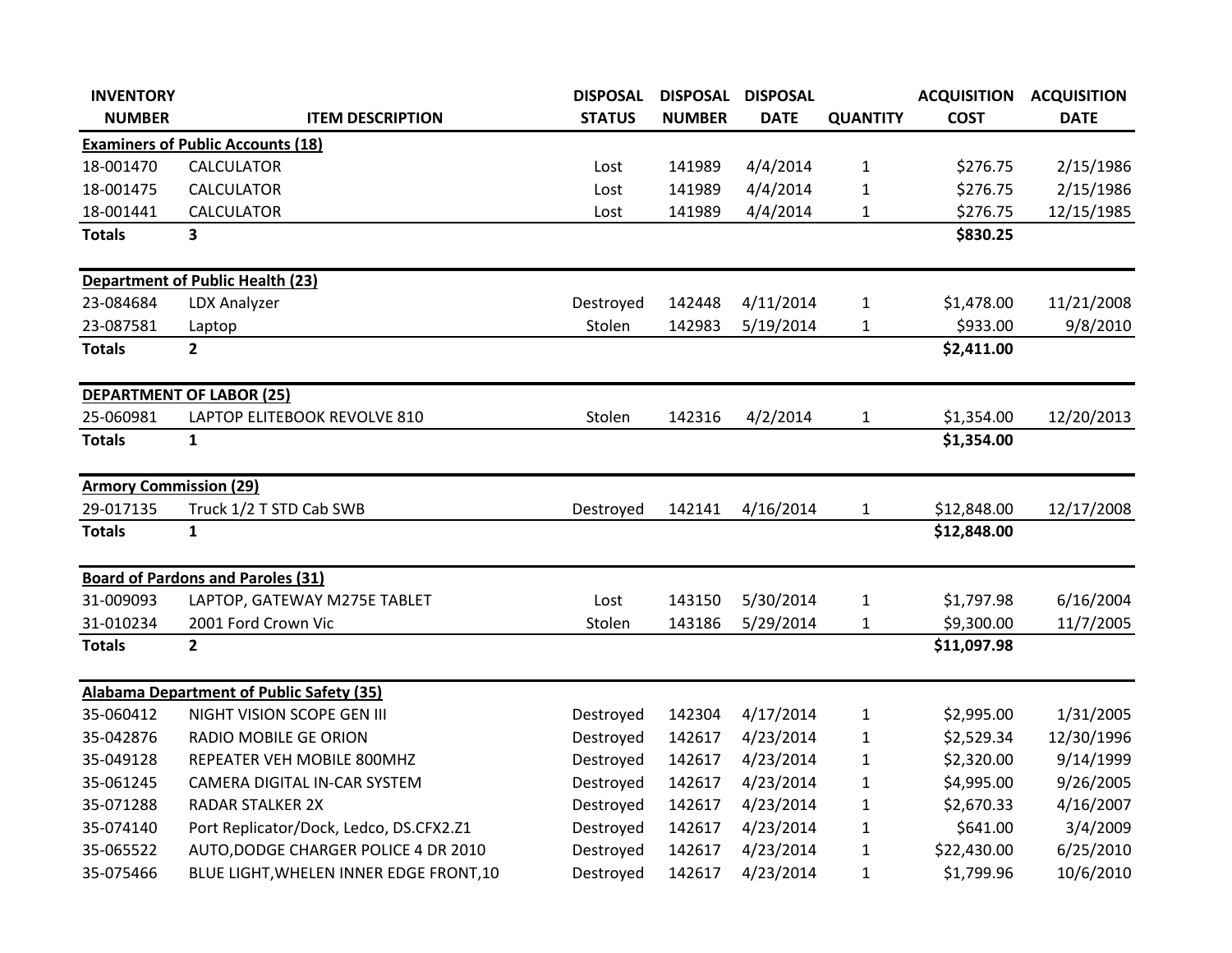| INVENTORY NUMBER | ITEM DESCRIPTION | DISPOSAL STATUS | DISPOSAL NUMBER | DISPOSAL DATE | QUANTITY | ACQUISITION COST | ACQUISITION DATE |
|---|---|---|---|---|---|---|---|
| **Examiners of Public Accounts (18)** | | | | | | | |
| 18-001470 | CALCULATOR | Lost | 141989 | 4/4/2014 | 1 | $276.75 | 2/15/1986 |
| 18-001475 | CALCULATOR | Lost | 141989 | 4/4/2014 | 1 | $276.75 | 2/15/1986 |
| 18-001441 | CALCULATOR | Lost | 141989 | 4/4/2014 | 1 | $276.75 | 12/15/1985 |
| **Totals** | **3** | | | | | **$830.25** | |
| **Department of Public Health (23)** | | | | | | | |
| 23-084684 | LDX Analyzer | Destroyed | 142448 | 4/11/2014 | 1 | $1,478.00 | 11/21/2008 |
| 23-087581 | Laptop | Stolen | 142983 | 5/19/2014 | 1 | $933.00 | 9/8/2010 |
| **Totals** | **2** | | | | | **$2,411.00** | |
| **DEPARTMENT OF LABOR (25)** | | | | | | | |
| 25-060981 | LAPTOP ELITEBOOK REVOLVE 810 | Stolen | 142316 | 4/2/2014 | 1 | $1,354.00 | 12/20/2013 |
| **Totals** | **1** | | | | | **$1,354.00** | |
| **Armory Commission (29)** | | | | | | | |
| 29-017135 | Truck 1/2 T STD Cab SWB | Destroyed | 142141 | 4/16/2014 | 1 | $12,848.00 | 12/17/2008 |
| **Totals** | **1** | | | | | **$12,848.00** | |
| **Board of Pardons and Paroles (31)** | | | | | | | |
| 31-009093 | LAPTOP, GATEWAY M275E TABLET | Lost | 143150 | 5/30/2014 | 1 | $1,797.98 | 6/16/2004 |
| 31-010234 | 2001 Ford Crown Vic | Stolen | 143186 | 5/29/2014 | 1 | $9,300.00 | 11/7/2005 |
| **Totals** | **2** | | | | | **$11,097.98** | |
| **Alabama Department of Public Safety (35)** | | | | | | | |
| 35-060412 | NIGHT VISION SCOPE GEN III | Destroyed | 142304 | 4/17/2014 | 1 | $2,995.00 | 1/31/2005 |
| 35-042876 | RADIO MOBILE GE ORION | Destroyed | 142617 | 4/23/2014 | 1 | $2,529.34 | 12/30/1996 |
| 35-049128 | REPEATER VEH MOBILE 800MHZ | Destroyed | 142617 | 4/23/2014 | 1 | $2,320.00 | 9/14/1999 |
| 35-061245 | CAMERA DIGITAL IN-CAR SYSTEM | Destroyed | 142617 | 4/23/2014 | 1 | $4,995.00 | 9/26/2005 |
| 35-071288 | RADAR STALKER 2X | Destroyed | 142617 | 4/23/2014 | 1 | $2,670.33 | 4/16/2007 |
| 35-074140 | Port Replicator/Dock, Ledco, DS.CFX2.Z1 | Destroyed | 142617 | 4/23/2014 | 1 | $641.00 | 3/4/2009 |
| 35-065522 | AUTO,DODGE CHARGER POLICE 4 DR 2010 | Destroyed | 142617 | 4/23/2014 | 1 | $22,430.00 | 6/25/2010 |
| 35-075466 | BLUE LIGHT,WHELEN INNER EDGE FRONT,10 | Destroyed | 142617 | 4/23/2014 | 1 | $1,799.96 | 10/6/2010 |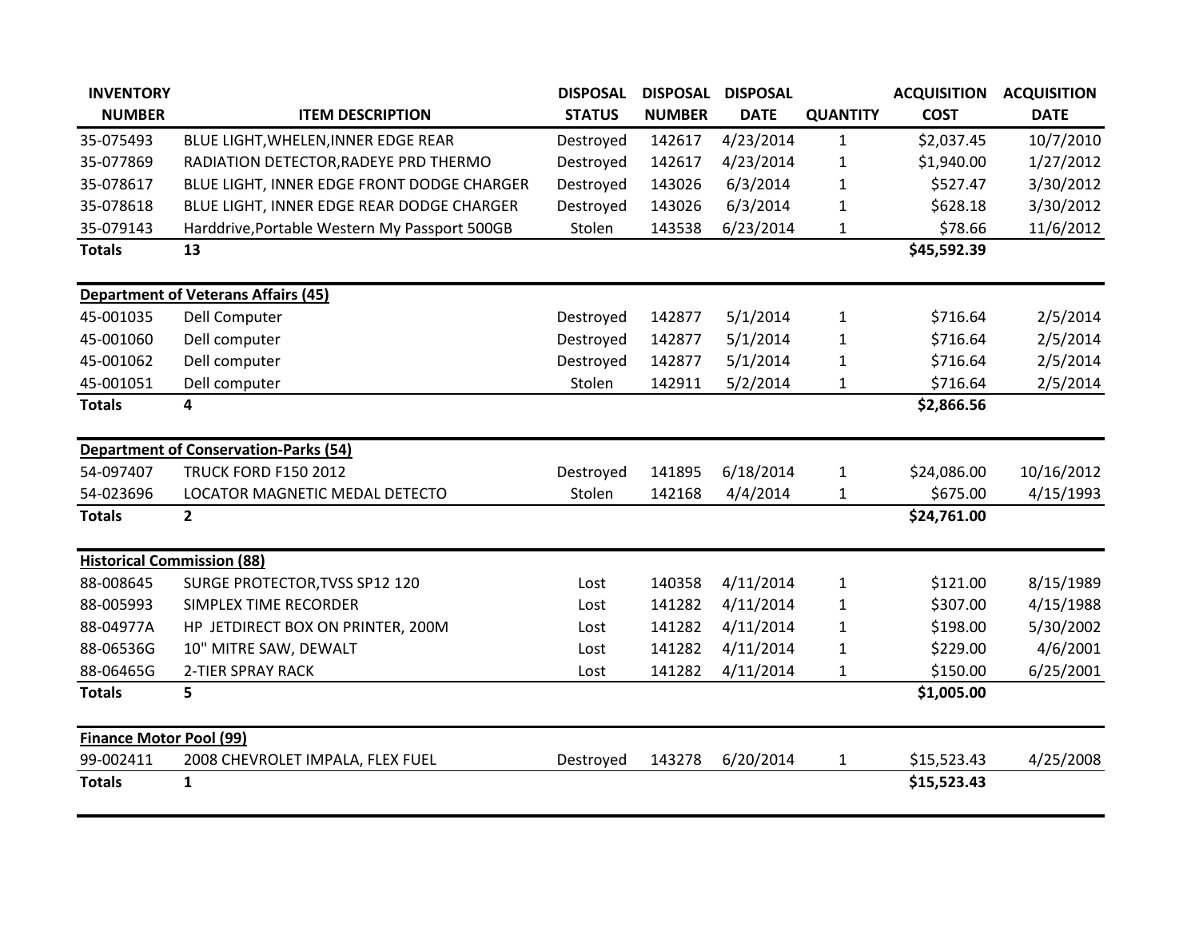| INVENTORY NUMBER | ITEM DESCRIPTION | DISPOSAL STATUS | DISPOSAL NUMBER | DISPOSAL DATE | QUANTITY | ACQUISITION COST | ACQUISITION DATE |
|---|---|---|---|---|---|---|---|
| 35-075493 | BLUE LIGHT,WHELEN,INNER EDGE REAR | Destroyed | 142617 | 4/23/2014 | 1 | $2,037.45 | 10/7/2010 |
| 35-077869 | RADIATION DETECTOR,RADEYE PRD THERMO | Destroyed | 142617 | 4/23/2014 | 1 | $1,940.00 | 1/27/2012 |
| 35-078617 | BLUE LIGHT, INNER EDGE FRONT DODGE CHARGER | Destroyed | 143026 | 6/3/2014 | 1 | $527.47 | 3/30/2012 |
| 35-078618 | BLUE LIGHT, INNER EDGE REAR DODGE CHARGER | Destroyed | 143026 | 6/3/2014 | 1 | $628.18 | 3/30/2012 |
| 35-079143 | Harddrive,Portable Western My Passport 500GB | Stolen | 143538 | 6/23/2014 | 1 | $78.66 | 11/6/2012 |
| **Totals** | **13** | | | | | **$45,592.39** | |
| **Department of Veterans Affairs (45)** | | | | | | | |
| 45-001035 | Dell Computer | Destroyed | 142877 | 5/1/2014 | 1 | $716.64 | 2/5/2014 |
| 45-001060 | Dell computer | Destroyed | 142877 | 5/1/2014 | 1 | $716.64 | 2/5/2014 |
| 45-001062 | Dell computer | Destroyed | 142877 | 5/1/2014 | 1 | $716.64 | 2/5/2014 |
| 45-001051 | Dell computer | Stolen | 142911 | 5/2/2014 | 1 | $716.64 | 2/5/2014 |
| **Totals** | **4** | | | | | **$2,866.56** | |
| **Department of Conservation-Parks (54)** | | | | | | | |
| 54-097407 | TRUCK FORD F150 2012 | Destroyed | 141895 | 6/18/2014 | 1 | $24,086.00 | 10/16/2012 |
| 54-023696 | LOCATOR MAGNETIC MEDAL DETECTO | Stolen | 142168 | 4/4/2014 | 1 | $675.00 | 4/15/1993 |
| **Totals** | **2** | | | | | **$24,761.00** | |
| **Historical Commission (88)** | | | | | | | |
| 88-008645 | SURGE PROTECTOR,TVSS SP12 120 | Lost | 140358 | 4/11/2014 | 1 | $121.00 | 8/15/1989 |
| 88-005993 | SIMPLEX TIME RECORDER | Lost | 141282 | 4/11/2014 | 1 | $307.00 | 4/15/1988 |
| 88-04977A | HP JETDIRECT BOX ON PRINTER, 200M | Lost | 141282 | 4/11/2014 | 1 | $198.00 | 5/30/2002 |
| 88-06536G | 10" MITRE SAW, DEWALT | Lost | 141282 | 4/11/2014 | 1 | $229.00 | 4/6/2001 |
| 88-06465G | 2-TIER SPRAY RACK | Lost | 141282 | 4/11/2014 | 1 | $150.00 | 6/25/2001 |
| **Totals** | **5** | | | | | **$1,005.00** | |
| **Finance Motor Pool (99)** | | | | | | | |
| 99-002411 | 2008 CHEVROLET IMPALA, FLEX FUEL | Destroyed | 143278 | 6/20/2014 | 1 | $15,523.43 | 4/25/2008 |
| **Totals** | **1** | | | | | **$15,523.43** | |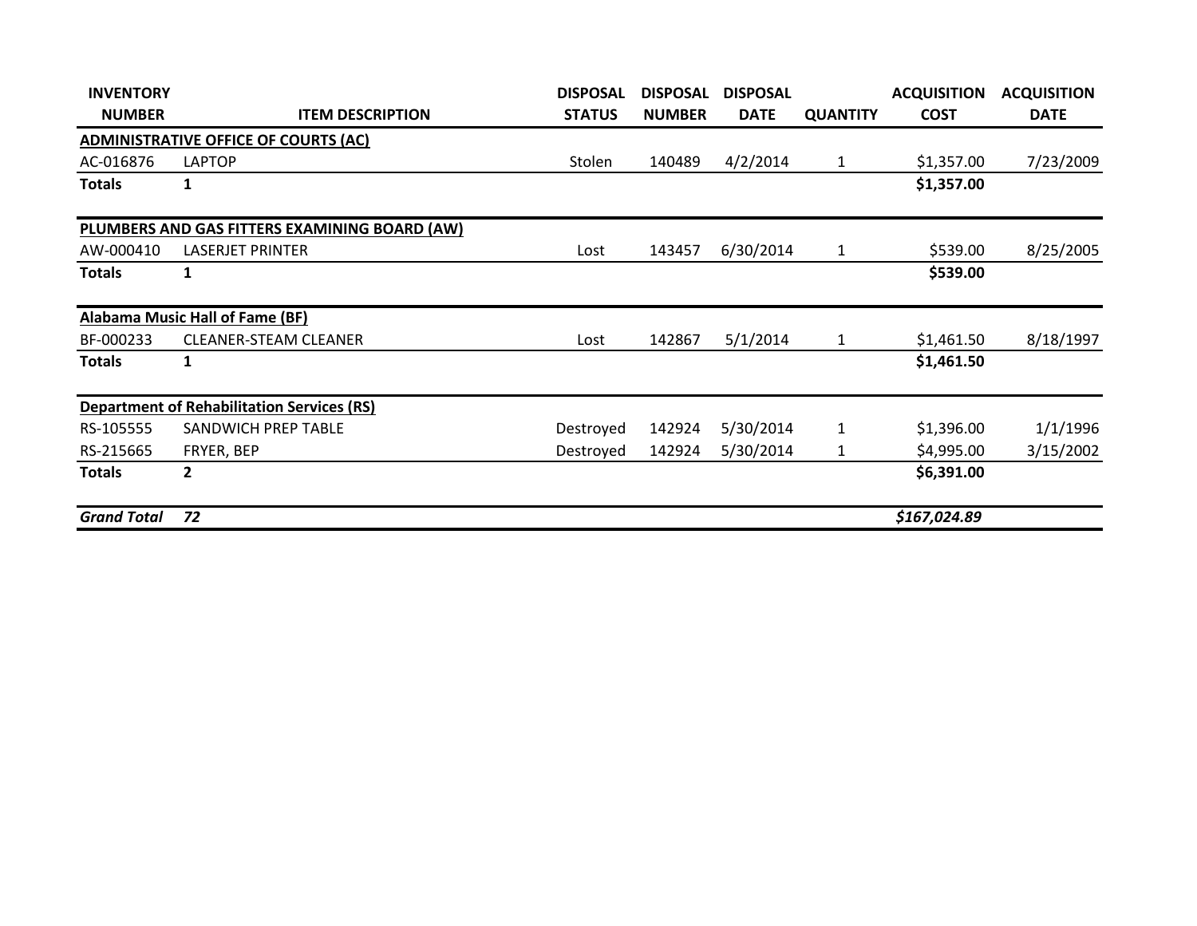| INVENTORY NUMBER | ITEM DESCRIPTION | DISPOSAL STATUS | DISPOSAL NUMBER | DISPOSAL DATE | QUANTITY | ACQUISITION COST | ACQUISITION DATE |
|---|---|---|---|---|---|---|---|
| **ADMINISTRATIVE OFFICE OF COURTS (AC)** | | | | | | | |
| AC-016876 | LAPTOP | Stolen | 140489 | 4/2/2014 | 1 | $1,357.00 | 7/23/2009 |
| **Totals** | **1** | | | | | **$1,357.00** | |
| **PLUMBERS AND GAS FITTERS EXAMINING BOARD (AW)** | | | | | | | |
| AW-000410 | LASERJET PRINTER | Lost | 143457 | 6/30/2014 | 1 | $539.00 | 8/25/2005 |
| **Totals** | **1** | | | | | **$539.00** | |
| **Alabama Music Hall of Fame (BF)** | | | | | | | |
| BF-000233 | CLEANER-STEAM CLEANER | Lost | 142867 | 5/1/2014 | 1 | $1,461.50 | 8/18/1997 |
| **Totals** | **1** | | | | | **$1,461.50** | |
| **Department of Rehabilitation Services (RS)** | | | | | | | |
| RS-105555 | SANDWICH PREP TABLE | Destroyed | 142924 | 5/30/2014 | 1 | $1,396.00 | 1/1/1996 |
| RS-215665 | FRYER, BEP | Destroyed | 142924 | 5/30/2014 | 1 | $4,995.00 | 3/15/2002 |
| **Totals** | **2** | | | | | **$6,391.00** | |
| ***Grand Total*** | ***72*** | | | | | ***$167,024.89*** | |